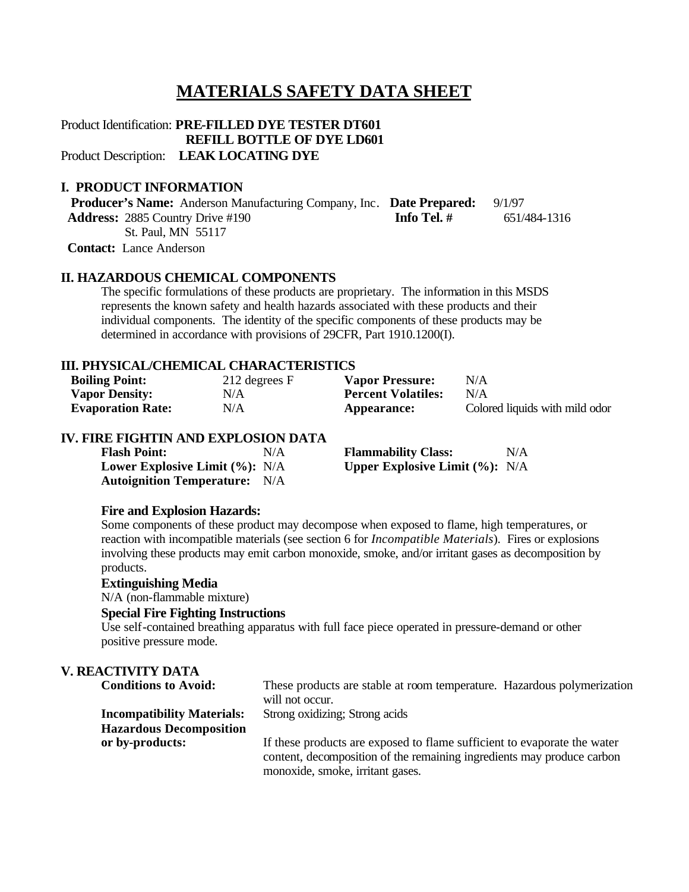# MATERIALS SAFETY DATA SHEET

Product Identification: **PRE-FILLED DYE TESTER DT601**
**REFILL BOTTLE OF DYE LD601**
Product Description: **LEAK LOCATING DYE**

## I. PRODUCT INFORMATION

**Producer's Name:** Anderson Manufacturing Company, Inc. **Date Prepared:** 9/1/97
**Address:** 2885 Country Drive #190 **Info Tel. #** 651/484-1316
St. Paul, MN 55117
**Contact:** Lance Anderson

## II. HAZARDOUS CHEMICAL COMPONENTS

The specific formulations of these products are proprietary. The information in this MSDS represents the known safety and health hazards associated with these products and their individual components. The identity of the specific components of these products may be determined in accordance with provisions of 29CFR, Part 1910.1200(I).

## III. PHYSICAL/CHEMICAL CHARACTERISTICS

| | | | |
|---|---|---|---|
| **Boiling Point:** | 212 degrees F | **Vapor Pressure:** | N/A |
| **Vapor Density:** | N/A | **Percent Volatiles:** | N/A |
| **Evaporation Rate:** | N/A | **Appearance:** | Colored liquids with mild odor |

## IV. FIRE FIGHTIN AND EXPLOSION DATA

| | | | |
|---|---|---|---|
| **Flash Point:** | N/A | **Flammability Class:** | N/A |
| **Lower Explosive Limit (%):** | N/A | **Upper Explosive Limit (%):** | N/A |
| **Autoignition Temperature:** | N/A | | |

**Fire and Explosion Hazards:**
Some components of these product may decompose when exposed to flame, high temperatures, or reaction with incompatible materials (see section 6 for *Incompatible Materials*). Fires or explosions involving these products may emit carbon monoxide, smoke, and/or irritant gases as decomposition by products.

**Extinguishing Media**
N/A (non-flammable mixture)

**Special Fire Fighting Instructions**
Use self-contained breathing apparatus with full face piece operated in pressure-demand or other positive pressure mode.

## V. REACTIVITY DATA

**Conditions to Avoid:** These products are stable at room temperature. Hazardous polymerization will not occur.

**Incompatibility Materials:** Strong oxidizing; Strong acids

**Hazardous Decomposition or by-products:** If these products are exposed to flame sufficient to evaporate the water content, decomposition of the remaining ingredients may produce carbon monoxide, smoke, irritant gases.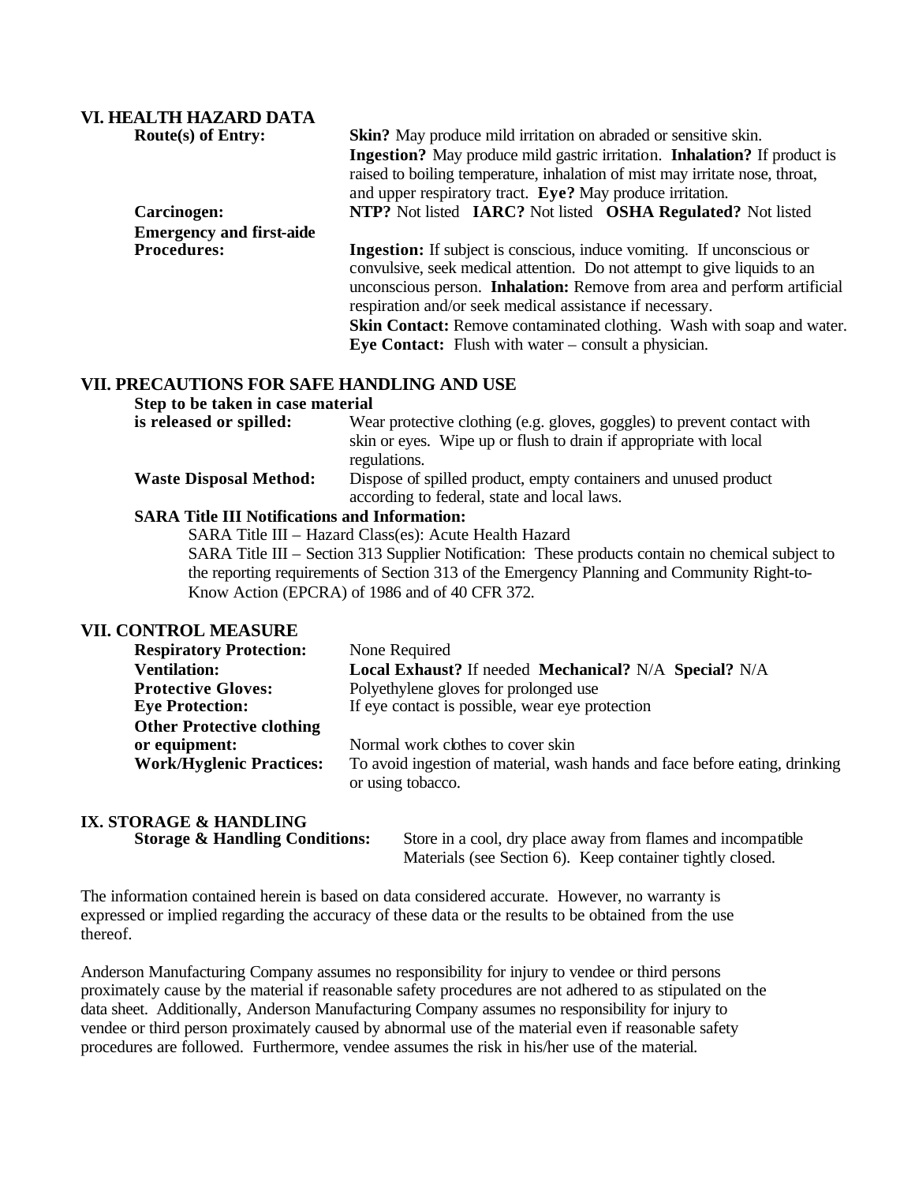## VI. HEALTH HAZARD DATA

**Route(s) of Entry:** **Skin?** May produce mild irritation on abraded or sensitive skin. **Ingestion?** May produce mild gastric irritation. **Inhalation?** If product is raised to boiling temperature, inhalation of mist may irritate nose, throat, and upper respiratory tract. **Eye?** May produce irritation.

**Carcinogen:** **NTP?** Not listed **IARC?** Not listed **OSHA Regulated?** Not listed

**Emergency and first-aide Procedures:** **Ingestion:** If subject is conscious, induce vomiting. If unconscious or convulsive, seek medical attention. Do not attempt to give liquids to an unconscious person. **Inhalation:** Remove from area and perform artificial respiration and/or seek medical assistance if necessary. **Skin Contact:** Remove contaminated clothing. Wash with soap and water. **Eye Contact:** Flush with water – consult a physician.

## VII. PRECAUTIONS FOR SAFE HANDLING AND USE

**Step to be taken in case material is released or spilled:** Wear protective clothing (e.g. gloves, goggles) to prevent contact with skin or eyes. Wipe up or flush to drain if appropriate with local regulations.

**Waste Disposal Method:** Dispose of spilled product, empty containers and unused product according to federal, state and local laws.

**SARA Title III Notifications and Information:**

SARA Title III – Hazard Class(es): Acute Health Hazard

SARA Title III – Section 313 Supplier Notification: These products contain no chemical subject to the reporting requirements of Section 313 of the Emergency Planning and Community Right-to-Know Action (EPCRA) of 1986 and of 40 CFR 372.

## VII. CONTROL MEASURE

**Respiratory Protection:** None Required

**Ventilation:** **Local Exhaust?** If needed **Mechanical?** N/A **Special?** N/A

**Protective Gloves:** Polyethylene gloves for prolonged use

**Eye Protection:** If eye contact is possible, wear eye protection

**Other Protective clothing or equipment:** Normal work clothes to cover skin

**Work/Hyglenic Practices:** To avoid ingestion of material, wash hands and face before eating, drinking or using tobacco.

## IX. STORAGE & HANDLING

**Storage & Handling Conditions:** Store in a cool, dry place away from flames and incompatible Materials (see Section 6). Keep container tightly closed.

The information contained herein is based on data considered accurate. However, no warranty is expressed or implied regarding the accuracy of these data or the results to be obtained from the use thereof.

Anderson Manufacturing Company assumes no responsibility for injury to vendee or third persons proximately cause by the material if reasonable safety procedures are not adhered to as stipulated on the data sheet. Additionally, Anderson Manufacturing Company assumes no responsibility for injury to vendee or third person proximately caused by abnormal use of the material even if reasonable safety procedures are followed. Furthermore, vendee assumes the risk in his/her use of the material.